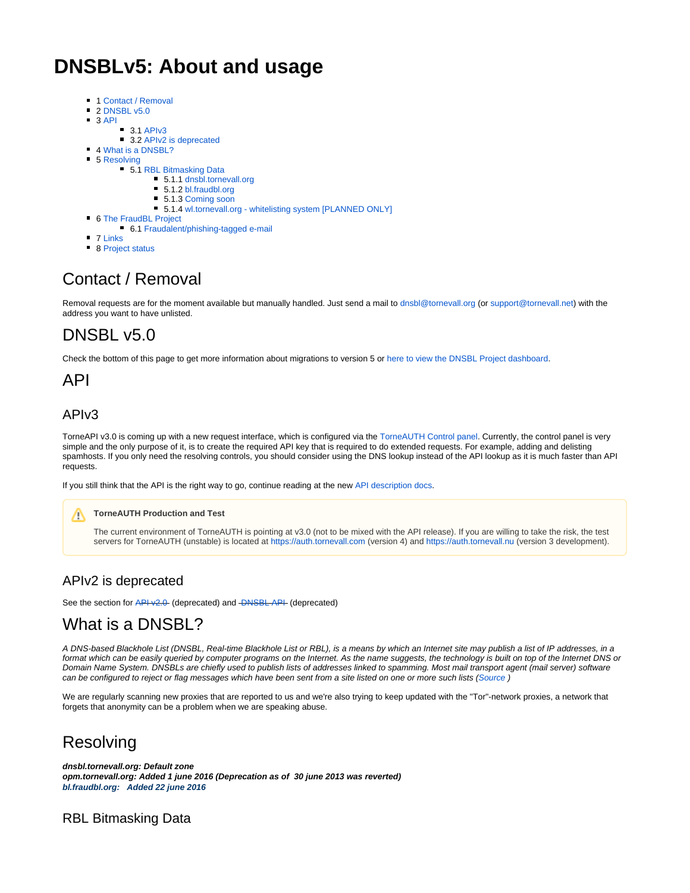# DNSBLv5: About and usage

- 1 Contact / Removal
- 2 DNSBL v5.0
- 3 API
    - 3.1 APIv3
    - 3.2 APIv2 is deprecated
- 4 What is a DNSBL?
- 5 Resolving
    - 5.1 RBL Bitmasking Data
        - 5.1.1 dnsbl.tornevall.org
        - 5.1.2 bl.fraudbl.org
        - 5.1.3 Coming soon
        - 5.1.4 wl.tornevall.org - whitelisting system [PLANNED ONLY]
- 6 The FraudBL Project
    - 6.1 Fraudalent/phishing-tagged e-mail
- 7 Links
- 8 Project status

## Contact / Removal

Removal requests are for the moment available but manually handled. Just send a mail to dnsbl@tornevall.org (or support@tornevall.net) with the address you want to have unlisted.

## DNSBL v5.0

Check the bottom of this page to get more information about migrations to version 5 or here to view the DNSBL Project dashboard.

## API

### APIv3

TorneAPI v3.0 is coming up with a new request interface, which is configured via the TorneAUTH Control panel. Currently, the control panel is very simple and the only purpose of it, is to create the required API key that is required to do extended requests. For example, adding and delisting spamhosts. If you only need the resolving controls, you should consider using the DNS lookup instead of the API lookup as it is much faster than API requests.

If you still think that the API is the right way to go, continue reading at the new API description docs.

> **TorneAUTH Production and Test**
>
> The current environment of TorneAUTH is pointing at v3.0 (not to be mixed with the API release). If you are willing to take the risk, the test servers for TorneAUTH (unstable) is located at https://auth.tornevall.com (version 4) and https://auth.tornevall.nu (version 3 development).

### APIv2 is deprecated

See the section for ~~API v2.0~~ (deprecated) and ~~DNSBL API~~ (deprecated)

## What is a DNSBL?

*A DNS-based Blackhole List (DNSBL, Real-time Blackhole List or RBL), is a means by which an Internet site may publish a list of IP addresses, in a format which can be easily queried by computer programs on the Internet. As the name suggests, the technology is built on top of the Internet DNS or Domain Name System. DNSBLs are chiefly used to publish lists of addresses linked to spamming. Most mail transport agent (mail server) software can be configured to reject or flag messages which have been sent from a site listed on one or more such lists (Source )*

We are regularly scanning new proxies that are reported to us and we're also trying to keep updated with the "Tor"-network proxies, a network that forgets that anonymity can be a problem when we are speaking abuse.

## Resolving

***dnsbl.tornevall.org: Default zone***
***opm.tornevall.org: Added 1 june 2016 (Deprecation as of 30 june 2013 was reverted)***
***bl.fraudbl.org: Added 22 june 2016***

### RBL Bitmasking Data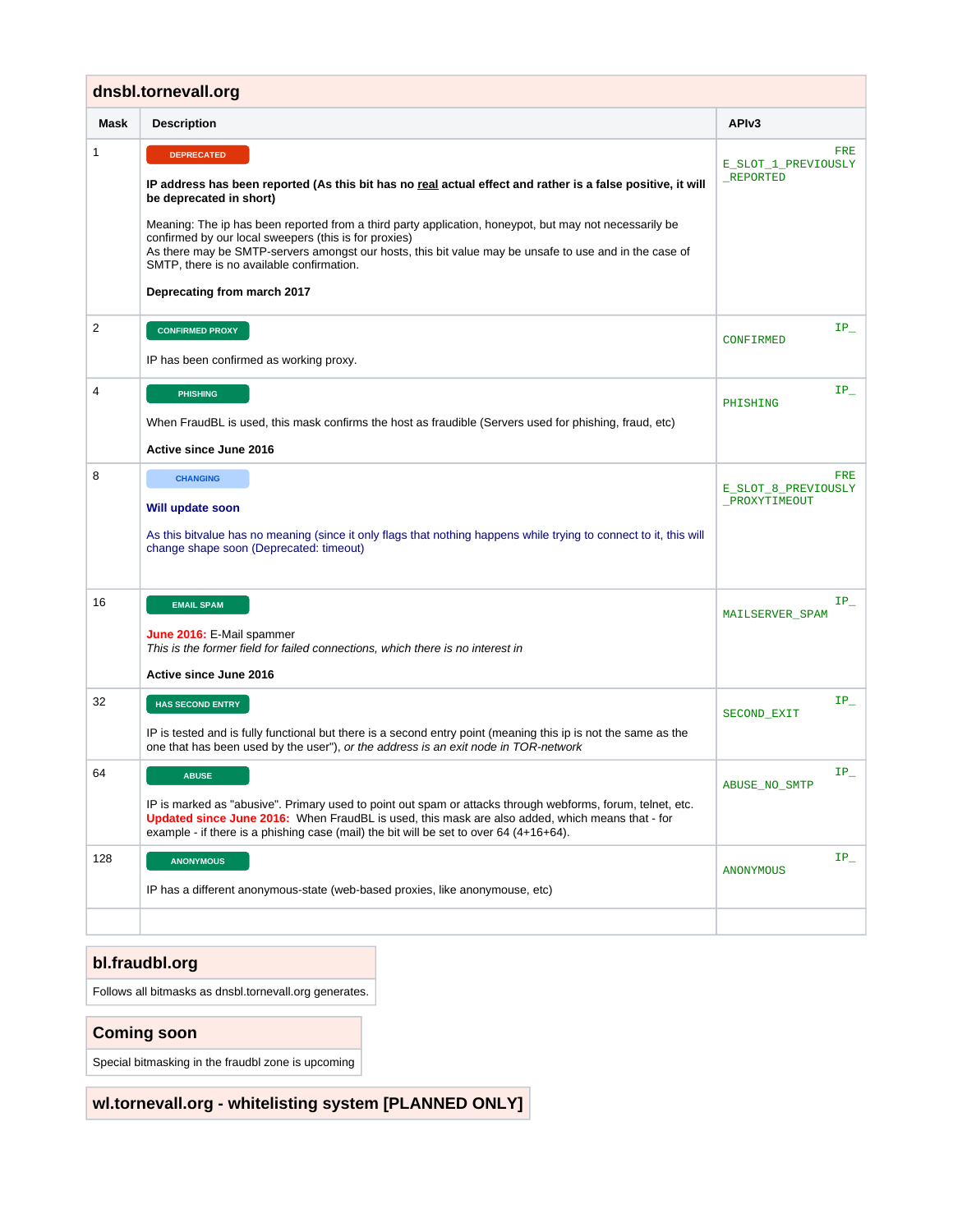## dnsbl.tornevall.org

| Mask | Description | APIv3 |
|---|---|---|
| 1 | DEPRECATED<br><br>**IP address has been reported (As this bit has no real actual effect and rather is a false positive, it will be deprecated in short)**<br><br>Meaning: The ip has been reported from a third party application, honeypot, but may not necessarily be confirmed by our local sweepers (this is for proxies)<br>As there may be SMTP-servers amongst our hosts, this bit value may be unsafe to use and in the case of SMTP, there is no available confirmation.<br><br>**Deprecating from march 2017** | `FREE_SLOT_1_PREVIOUSLY_REPORTED` |
| 2 | CONFIRMED PROXY<br><br>IP has been confirmed as working proxy. | `IP_CONFIRMED` |
| 4 | PHISHING<br><br>When FraudBL is used, this mask confirms the host as fraudible (Servers used for phishing, fraud, etc)<br><br>**Active since June 2016** | `IP_PHISHING` |
| 8 | CHANGING<br><br>**Will update soon**<br><br>As this bitvalue has no meaning (since it only flags that nothing happens while trying to connect to it, this will change shape soon (Deprecated: timeout) | `FREE_SLOT_8_PREVIOUSLY_PROXYTIMEOUT` |
| 16 | EMAIL SPAM<br><br>**June 2016:** E-Mail spammer<br>*This is the former field for failed connections, which there is no interest in*<br><br>**Active since June 2016** | `IP_MAILSERVER_SPAM` |
| 32 | HAS SECOND ENTRY<br><br>IP is tested and is fully functional but there is a second entry point (meaning this ip is not the same as the one that has been used by the user"), *or the address is an exit node in TOR-network* | `IP_SECOND_EXIT` |
| 64 | ABUSE<br><br>IP is marked as "abusive". Primary used to point out spam or attacks through webforms, forum, telnet, etc.<br>**Updated since June 2016:** When FraudBL is used, this mask are also added, which means that - for example - if there is a phishing case (mail) the bit will be set to over 64 (4+16+64). | `IP_ABUSE_NO_SMTP` |
| 128 | ANONYMOUS<br><br>IP has a different anonymous-state (web-based proxies, like anonymouse, etc) | `IP_ANONYMOUS` |
| | | |

## bl.fraudbl.org

Follows all bitmasks as dnsbl.tornevall.org generates.

## Coming soon

Special bitmasking in the fraudbl zone is upcoming

## wl.tornevall.org - whitelisting system [PLANNED ONLY]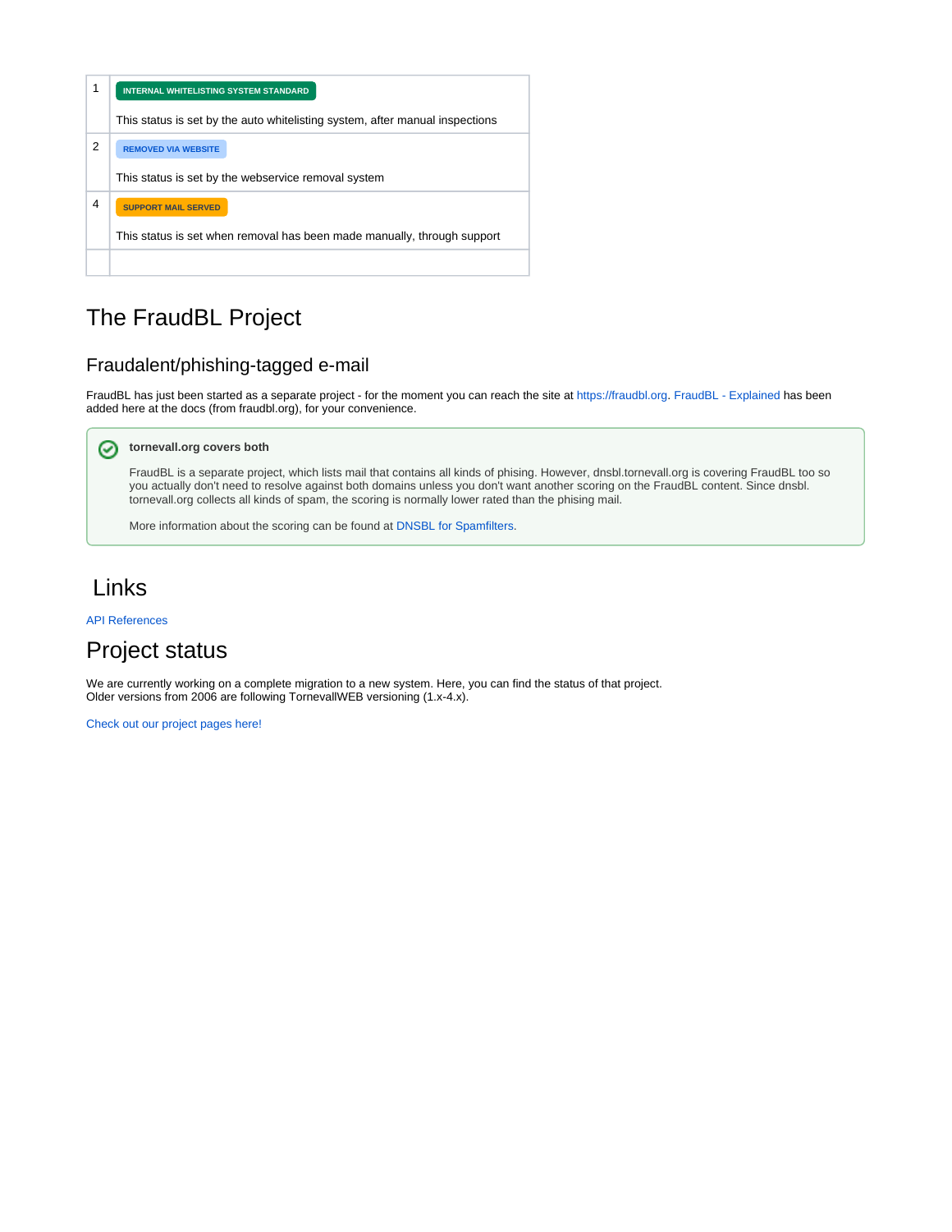| | |
|---|---|
| 1 | INTERNAL WHITELISTING SYSTEM STANDARD<br><br>This status is set by the auto whitelisting system, after manual inspections |
| 2 | REMOVED VIA WEBSITE<br><br>This status is set by the webservice removal system |
| 4 | SUPPORT MAIL SERVED<br><br>This status is set when removal has been made manually, through support |
| | |

# The FraudBL Project

## Fraudalent/phishing-tagged e-mail

FraudBL has just been started as a separate project - for the moment you can reach the site at https://fraudbl.org. FraudBL - Explained has been added here at the docs (from fraudbl.org), for your convenience.

> **tornevall.org covers both**
>
> FraudBL is a separate project, which lists mail that contains all kinds of phising. However, dnsbl.tornevall.org is covering FraudBL too so you actually don't need to resolve against both domains unless you don't want another scoring on the FraudBL content. Since dnsbl.tornevall.org collects all kinds of spam, the scoring is normally lower rated than the phising mail.
>
> More information about the scoring can be found at DNSBL for Spamfilters.

# Links

API References

# Project status

We are currently working on a complete migration to a new system. Here, you can find the status of that project.
Older versions from 2006 are following TornevallWEB versioning (1.x-4.x).

Check out our project pages here!